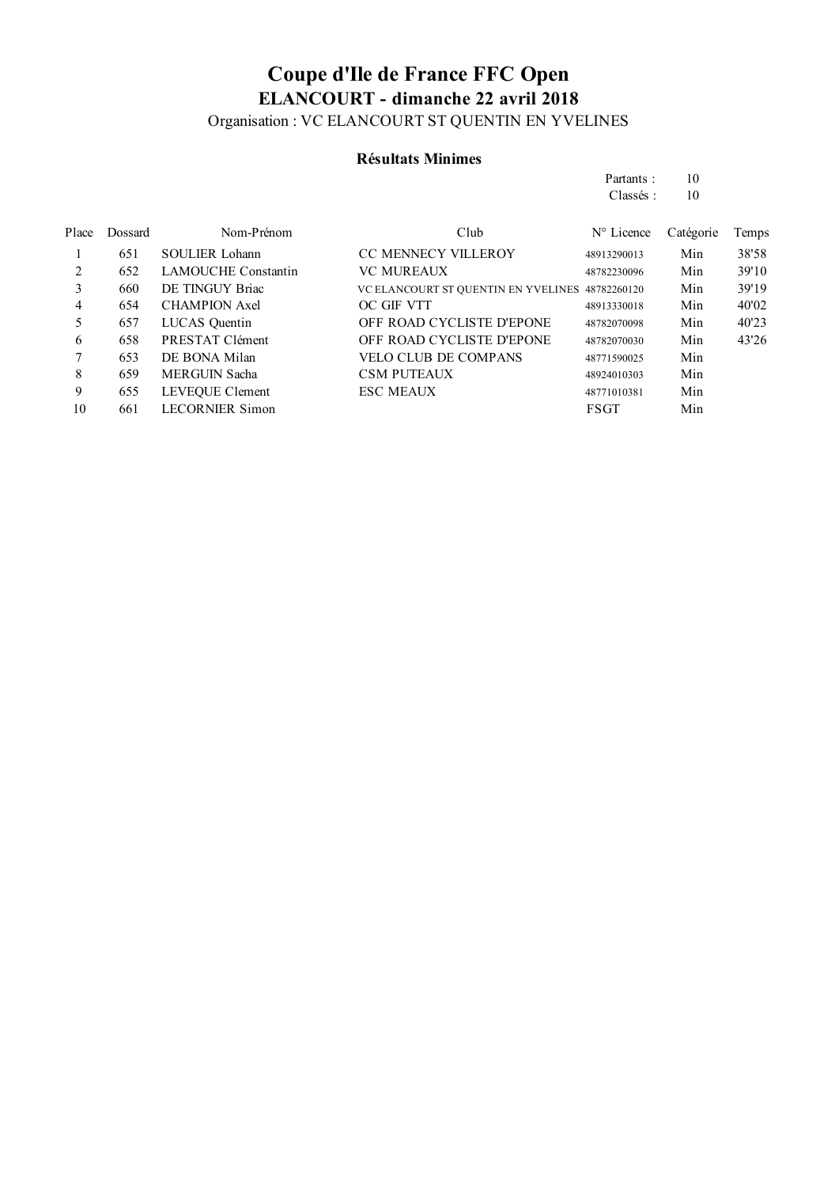# Coupe d'Ile de France FFC Open

## ELANCOURT - dimanche 22 avril 2018

Organisation : VC ELANCOURT ST QUENTIN EN YVELINES

### Résultats Minimes

Partants : 10
Classés : 10

| Place | Dossard | Nom-Prénom | Club | N° Licence | Catégorie | Temps |
|---|---|---|---|---|---|---|
| 1 | 651 | SOULIER Lohann | CC MENNECY VILLEROY | 48913290013 | Min | 38'58 |
| 2 | 652 | LAMOUCHE Constantin | VC MUREAUX | 48782230096 | Min | 39'10 |
| 3 | 660 | DE TINGUY Briac | VC ELANCOURT ST QUENTIN EN YVELINES | 48782260120 | Min | 39'19 |
| 4 | 654 | CHAMPION Axel | OC GIF VTT | 48913330018 | Min | 40'02 |
| 5 | 657 | LUCAS Quentin | OFF ROAD CYCLISTE D'EPONE | 48782070098 | Min | 40'23 |
| 6 | 658 | PRESTAT Clément | OFF ROAD CYCLISTE D'EPONE | 48782070030 | Min | 43'26 |
| 7 | 653 | DE BONA Milan | VELO CLUB DE COMPANS | 48771590025 | Min | |
| 8 | 659 | MERGUIN Sacha | CSM PUTEAUX | 48924010303 | Min | |
| 9 | 655 | LEVEQUE Clement | ESC MEAUX | 48771010381 | Min | |
| 10 | 661 | LECORNIER Simon | | FSGT | Min | |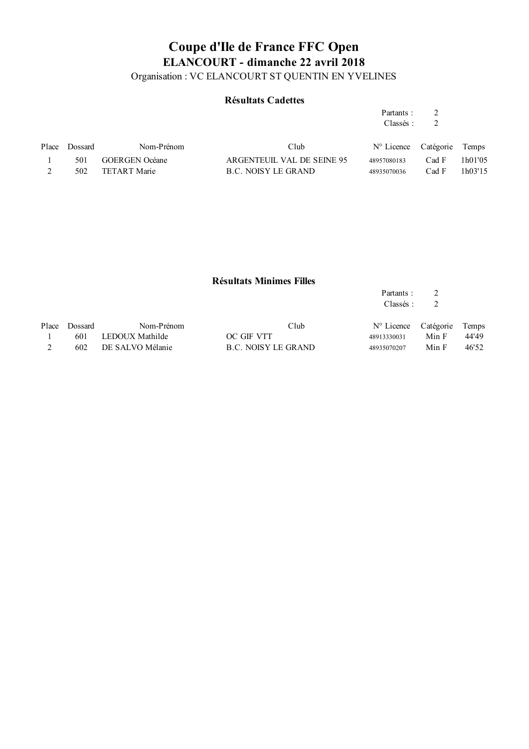# Coupe d'Ile de France FFC Open

## ELANCOURT - dimanche 22 avril 2018

Organisation : VC ELANCOURT ST QUENTIN EN YVELINES

### Résultats Cadettes

Partants : 2
Classés : 2

| Place | Dossard | Nom-Prénom | Club | N° Licence | Catégorie | Temps |
|---|---|---|---|---|---|---|
| 1 | 501 | GOERGEN Océane | ARGENTEUIL VAL DE SEINE 95 | 48957080183 | Cad F | 1h01'05 |
| 2 | 502 | TETART Marie | B.C. NOISY LE GRAND | 48935070036 | Cad F | 1h03'15 |

### Résultats Minimes Filles

Partants : 2
Classés : 2

| Place | Dossard | Nom-Prénom | Club | N° Licence | Catégorie | Temps |
|---|---|---|---|---|---|---|
| 1 | 601 | LEDOUX Mathilde | OC GIF VTT | 48913330031 | Min F | 44'49 |
| 2 | 602 | DE SALVO Mélanie | B.C. NOISY LE GRAND | 48935070207 | Min F | 46'52 |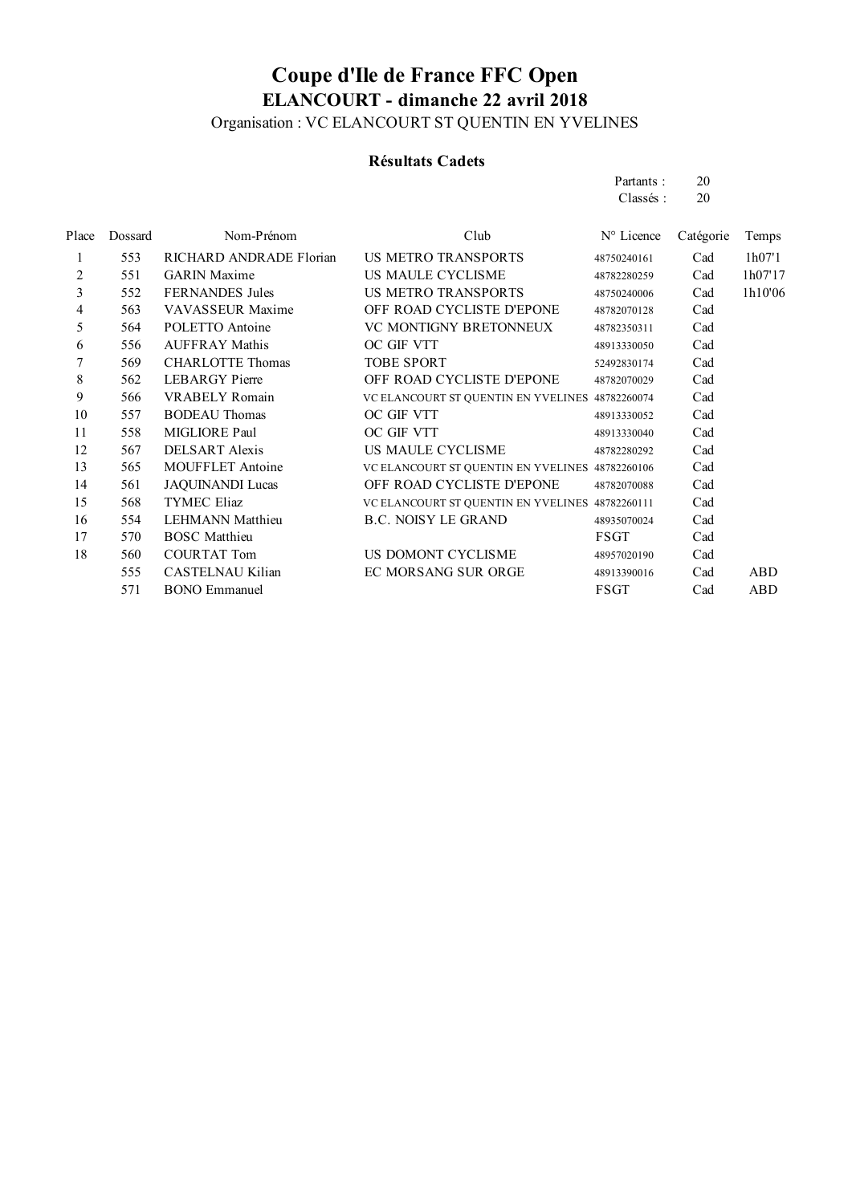# Coupe d'Ile de France FFC Open

## ELANCOURT - dimanche 22 avril 2018

Organisation : VC ELANCOURT ST QUENTIN EN YVELINES

### Résultats Cadets

Partants : 20
Classés : 20

| Place | Dossard | Nom-Prénom | Club | N° Licence | Catégorie | Temps |
|---|---|---|---|---|---|---|
| 1 | 553 | RICHARD ANDRADE Florian | US METRO TRANSPORTS | 48750240161 | Cad | 1h07'1 |
| 2 | 551 | GARIN Maxime | US MAULE CYCLISME | 48782280259 | Cad | 1h07'17 |
| 3 | 552 | FERNANDES Jules | US METRO TRANSPORTS | 48750240006 | Cad | 1h10'06 |
| 4 | 563 | VAVASSEUR Maxime | OFF ROAD CYCLISTE D'EPONE | 48782070128 | Cad | |
| 5 | 564 | POLETTO Antoine | VC MONTIGNY BRETONNEUX | 48782350311 | Cad | |
| 6 | 556 | AUFFRAY Mathis | OC GIF VTT | 48913330050 | Cad | |
| 7 | 569 | CHARLOTTE Thomas | TOBE SPORT | 52492830174 | Cad | |
| 8 | 562 | LEBARGY Pierre | OFF ROAD CYCLISTE D'EPONE | 48782070029 | Cad | |
| 9 | 566 | VRABELY Romain | VC ELANCOURT ST QUENTIN EN YVELINES | 48782260074 | Cad | |
| 10 | 557 | BODEAU Thomas | OC GIF VTT | 48913330052 | Cad | |
| 11 | 558 | MIGLIORE Paul | OC GIF VTT | 48913330040 | Cad | |
| 12 | 567 | DELSART Alexis | US MAULE CYCLISME | 48782280292 | Cad | |
| 13 | 565 | MOUFFLET Antoine | VC ELANCOURT ST QUENTIN EN YVELINES | 48782260106 | Cad | |
| 14 | 561 | JAQUINANDI Lucas | OFF ROAD CYCLISTE D'EPONE | 48782070088 | Cad | |
| 15 | 568 | TYMEC Eliaz | VC ELANCOURT ST QUENTIN EN YVELINES | 48782260111 | Cad | |
| 16 | 554 | LEHMANN Matthieu | B.C. NOISY LE GRAND | 48935070024 | Cad | |
| 17 | 570 | BOSC Matthieu | | FSGT | Cad | |
| 18 | 560 | COURTAT Tom | US DOMONT CYCLISME | 48957020190 | Cad | |
| | 555 | CASTELNAU Kilian | EC MORSANG SUR ORGE | 48913390016 | Cad | ABD |
| | 571 | BONO Emmanuel | | FSGT | Cad | ABD |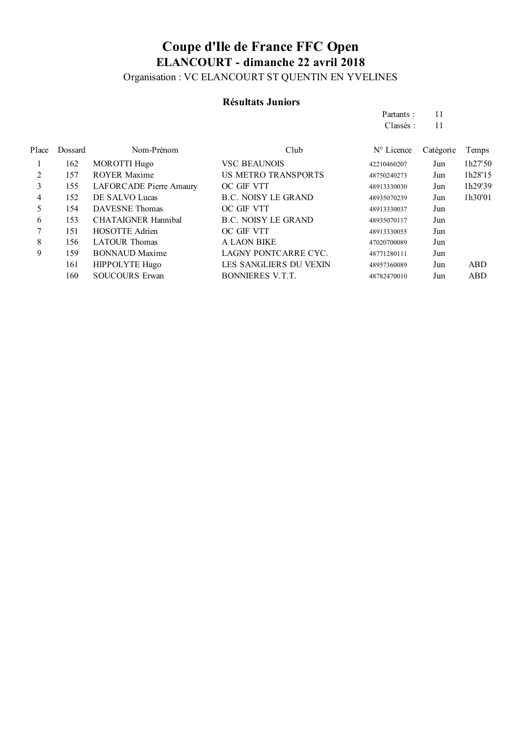# Coupe d'Ile de France FFC Open

## ELANCOURT - dimanche 22 avril 2018

Organisation : VC ELANCOURT ST QUENTIN EN YVELINES

### Résultats Juniors

Partants : 11

Classés : 11

| Place | Dossard | Nom-Prénom | Club | N° Licence | Catégorie | Temps |
|---|---|---|---|---|---|---|
| 1 | 162 | MOROTTI Hugo | VSC BEAUNOIS | 42210460207 | Jun | 1h27'50 |
| 2 | 157 | ROYER Maxime | US METRO TRANSPORTS | 48750240273 | Jun | 1h28'15 |
| 3 | 155 | LAFORCADE Pierre Amaury | OC GIF VTT | 48913330030 | Jun | 1h29'39 |
| 4 | 152 | DE SALVO Lucas | B.C. NOISY LE GRAND | 48935070239 | Jun | 1h30'01 |
| 5 | 154 | DAVESNE Thomas | OC GIF VTT | 48913330037 | Jun | |
| 6 | 153 | CHATAIGNER Hannibal | B.C. NOISY LE GRAND | 48935070117 | Jun | |
| 7 | 151 | HOSOTTE Adrien | OC GIF VTT | 48913330055 | Jun | |
| 8 | 156 | LATOUR Thomas | A LAON BIKE | 47020700089 | Jun | |
| 9 | 159 | BONNAUD Maxime | LAGNY PONTCARRE CYC. | 48771280111 | Jun | |
| | 161 | HIPPOLYTE Hugo | LES SANGLIERS DU VEXIN | 48957360089 | Jun | ABD |
| | 160 | SOUCOURS Erwan | BONNIERES V.T.T. | 48782470010 | Jun | ABD |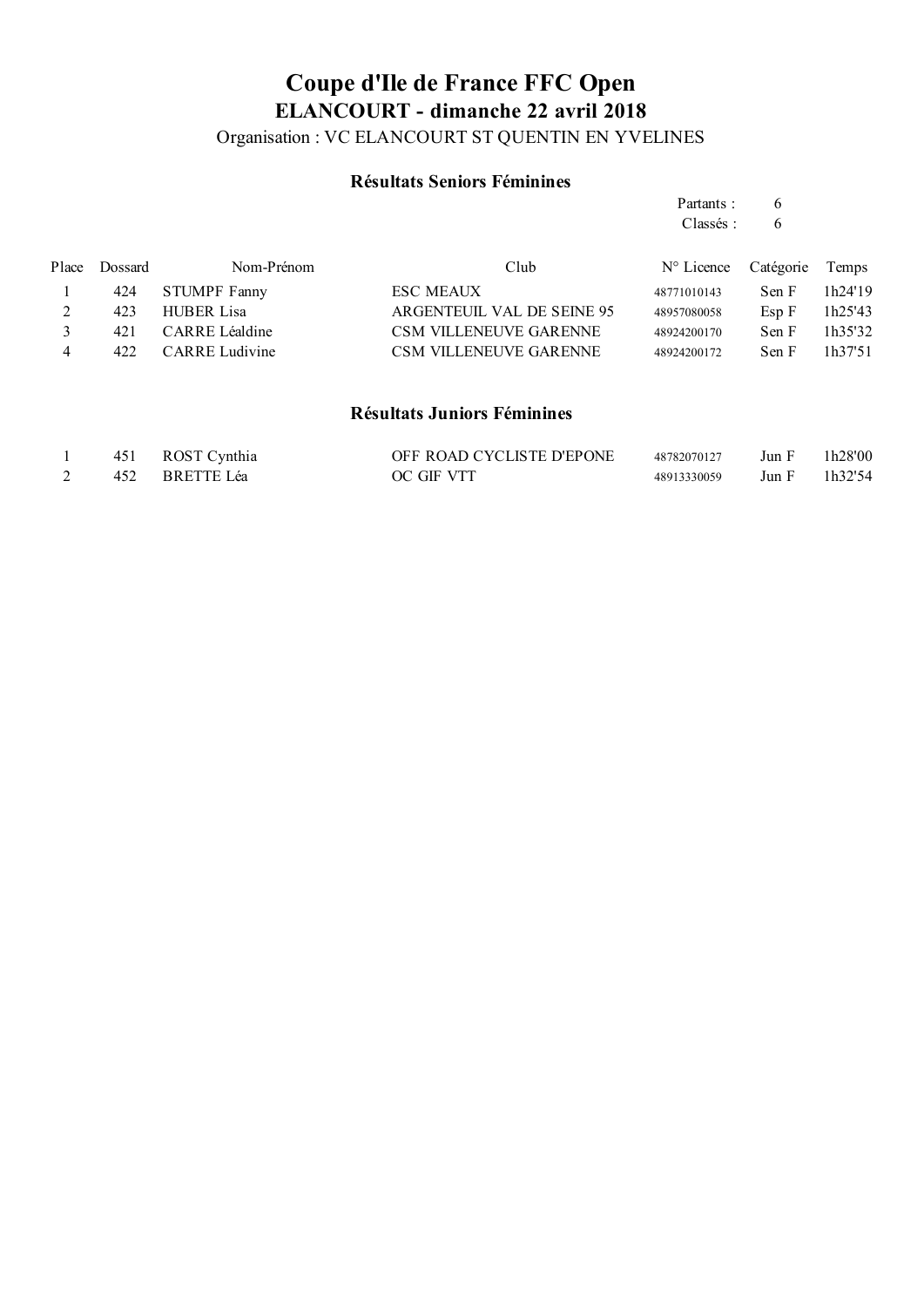# Coupe d'Ile de France FFC Open

## ELANCOURT - dimanche 22 avril 2018

Organisation : VC ELANCOURT ST QUENTIN EN YVELINES

### Résultats Seniors Féminines

Partants : 6
Classés : 6

| Place | Dossard | Nom-Prénom | Club | N° Licence | Catégorie | Temps |
|---|---|---|---|---|---|---|
| 1 | 424 | STUMPF Fanny | ESC MEAUX | 48771010143 | Sen F | 1h24'19 |
| 2 | 423 | HUBER Lisa | ARGENTEUIL VAL DE SEINE 95 | 48957080058 | Esp F | 1h25'43 |
| 3 | 421 | CARRE Léaldine | CSM VILLENEUVE GARENNE | 48924200170 | Sen F | 1h35'32 |
| 4 | 422 | CARRE Ludivine | CSM VILLENEUVE GARENNE | 48924200172 | Sen F | 1h37'51 |

### Résultats Juniors Féminines

| Place | Dossard | Nom-Prénom | Club | N° Licence | Catégorie | Temps |
|---|---|---|---|---|---|---|
| 1 | 451 | ROST Cynthia | OFF ROAD CYCLISTE D'EPONE | 48782070127 | Jun F | 1h28'00 |
| 2 | 452 | BRETTE Léa | OC GIF VTT | 48913330059 | Jun F | 1h32'54 |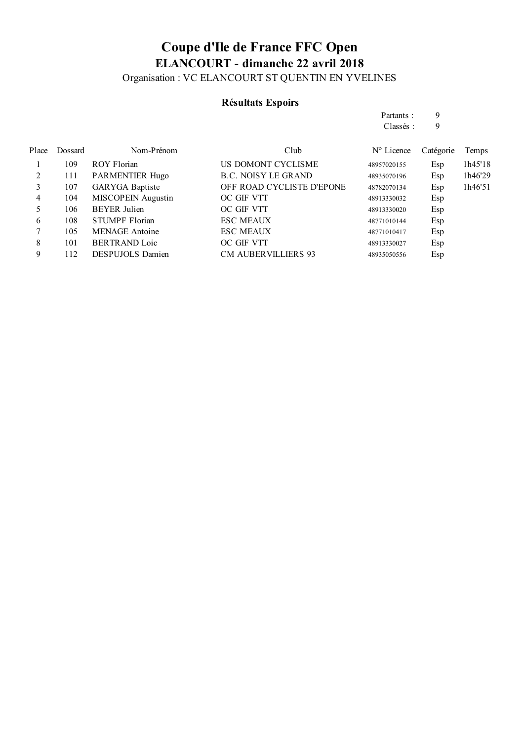# Coupe d'Ile de France FFC Open

## ELANCOURT - dimanche 22 avril 2018

Organisation : VC ELANCOURT ST QUENTIN EN YVELINES

### Résultats Espoirs

Partants : 9
Classés : 9

| Place | Dossard | Nom-Prénom | Club | N° Licence | Catégorie | Temps |
|---|---|---|---|---|---|---|
| 1 | 109 | ROY Florian | US DOMONT CYCLISME | 48957020155 | Esp | 1h45'18 |
| 2 | 111 | PARMENTIER Hugo | B.C. NOISY LE GRAND | 48935070196 | Esp | 1h46'29 |
| 3 | 107 | GARYGA Baptiste | OFF ROAD CYCLISTE D'EPONE | 48782070134 | Esp | 1h46'51 |
| 4 | 104 | MISCOPEIN Augustin | OC GIF VTT | 48913330032 | Esp | |
| 5 | 106 | BEYER Julien | OC GIF VTT | 48913330020 | Esp | |
| 6 | 108 | STUMPF Florian | ESC MEAUX | 48771010144 | Esp | |
| 7 | 105 | MENAGE Antoine | ESC MEAUX | 48771010417 | Esp | |
| 8 | 101 | BERTRAND Loic | OC GIF VTT | 48913330027 | Esp | |
| 9 | 112 | DESPUJOLS Damien | CM AUBERVILLIERS 93 | 48935050556 | Esp | |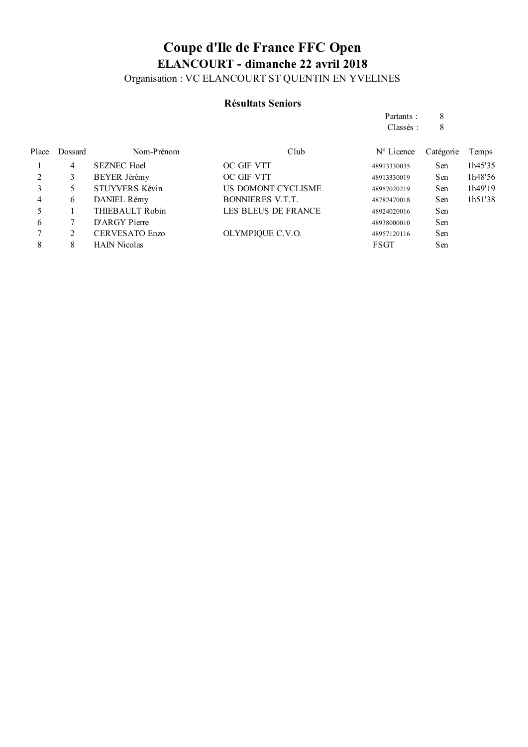# Coupe d'Ile de France FFC Open

## ELANCOURT - dimanche 22 avril 2018

Organisation : VC ELANCOURT ST QUENTIN EN YVELINES

### Résultats Seniors

Partants : 8
Classés : 8

| Place | Dossard | Nom-Prénom | Club | N° Licence | Catégorie | Temps |
|---|---|---|---|---|---|---|
| 1 | 4 | SEZNEC Hoel | OC GIF VTT | 48913330035 | Sen | 1h45'35 |
| 2 | 3 | BEYER Jérémy | OC GIF VTT | 48913330019 | Sen | 1h48'56 |
| 3 | 5 | STUYVERS Kévin | US DOMONT CYCLISME | 48957020219 | Sen | 1h49'19 |
| 4 | 6 | DANIEL Rémy | BONNIERES V.T.T. | 48782470018 | Sen | 1h51'38 |
| 5 | 1 | THIEBAULT Robin | LES BLEUS DE FRANCE | 48924020016 | Sen | |
| 6 | 7 | D'ARGY Pierre | | 48938000010 | Sen | |
| 7 | 2 | CERVESATO Enzo | OLYMPIQUE C.V.O. | 48957120116 | Sen | |
| 8 | 8 | HAIN Nicolas | | FSGT | Sen | |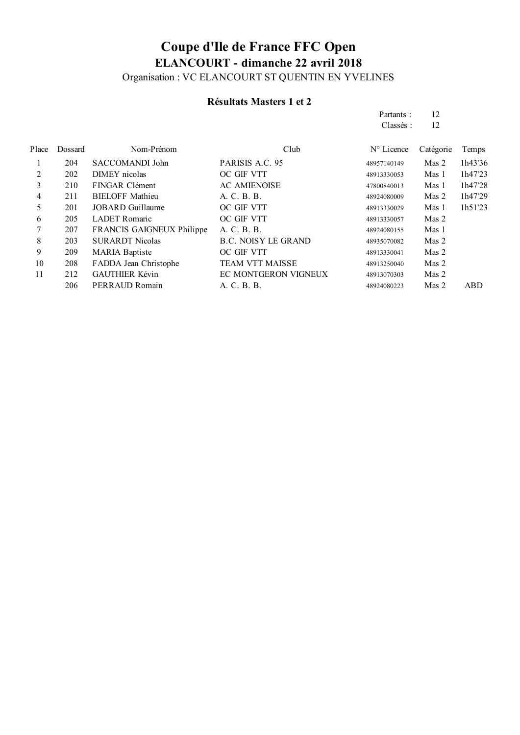# Coupe d'Ile de France FFC Open

## ELANCOURT - dimanche 22 avril 2018

Organisation : VC ELANCOURT ST QUENTIN EN YVELINES

### Résultats Masters 1 et 2

Partants : 12
Classés : 12

| Place | Dossard | Nom-Prénom | Club | N° Licence | Catégorie | Temps |
|---|---|---|---|---|---|---|
| 1 | 204 | SACCOMANDI John | PARISIS A.C. 95 | 48957140149 | Mas 2 | 1h43'36 |
| 2 | 202 | DIMEY nicolas | OC GIF VTT | 48913330053 | Mas 1 | 1h47'23 |
| 3 | 210 | FINGAR Clément | AC AMIENOISE | 47800840013 | Mas 1 | 1h47'28 |
| 4 | 211 | BIELOFF Mathieu | A. C. B. B. | 48924080009 | Mas 2 | 1h47'29 |
| 5 | 201 | JOBARD Guillaume | OC GIF VTT | 48913330029 | Mas 1 | 1h51'23 |
| 6 | 205 | LADET Romaric | OC GIF VTT | 48913330057 | Mas 2 | |
| 7 | 207 | FRANCIS GAIGNEUX Philippe | A. C. B. B. | 48924080155 | Mas 1 | |
| 8 | 203 | SURARDT Nicolas | B.C. NOISY LE GRAND | 48935070082 | Mas 2 | |
| 9 | 209 | MARIA Baptiste | OC GIF VTT | 48913330041 | Mas 2 | |
| 10 | 208 | FADDA Jean Christophe | TEAM VTT MAISSE | 48913250040 | Mas 2 | |
| 11 | 212 | GAUTHIER Kévin | EC MONTGERON VIGNEUX | 48913070303 | Mas 2 | |
| | 206 | PERRAUD Romain | A. C. B. B. | 48924080223 | Mas 2 | ABD |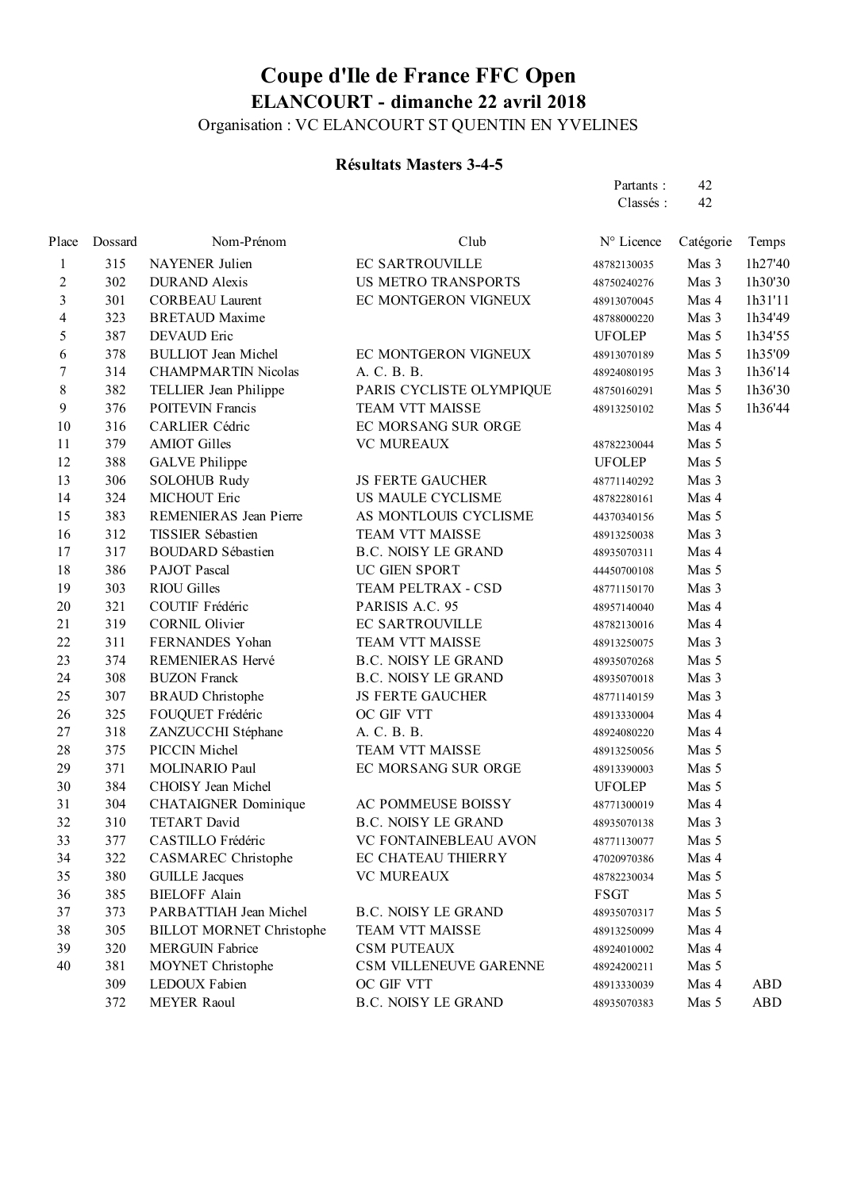# Coupe d'Ile de France FFC Open

## ELANCOURT - dimanche 22 avril 2018

Organisation : VC ELANCOURT ST QUENTIN EN YVELINES

### Résultats Masters 3-4-5

Partants : 42
Classés : 42

| Place | Dossard | Nom-Prénom | Club | N° Licence | Catégorie | Temps |
|---|---|---|---|---|---|---|
| 1 | 315 | NAYENER Julien | EC SARTROUVILLE | 48782130035 | Mas 3 | 1h27'40 |
| 2 | 302 | DURAND Alexis | US METRO TRANSPORTS | 48750240276 | Mas 3 | 1h30'30 |
| 3 | 301 | CORBEAU Laurent | EC MONTGERON VIGNEUX | 48913070045 | Mas 4 | 1h31'11 |
| 4 | 323 | BRETAUD Maxime | | 48788000220 | Mas 3 | 1h34'49 |
| 5 | 387 | DEVAUD Eric | | UFOLEP | Mas 5 | 1h34'55 |
| 6 | 378 | BULLIOT Jean Michel | EC MONTGERON VIGNEUX | 48913070189 | Mas 5 | 1h35'09 |
| 7 | 314 | CHAMPMARTIN Nicolas | A. C. B. B. | 48924080195 | Mas 3 | 1h36'14 |
| 8 | 382 | TELLIER Jean Philippe | PARIS CYCLISTE OLYMPIQUE | 48750160291 | Mas 5 | 1h36'30 |
| 9 | 376 | POITEVIN Francis | TEAM VTT MAISSE | 48913250102 | Mas 5 | 1h36'44 |
| 10 | 316 | CARLIER Cédric | EC MORSANG SUR ORGE | | Mas 4 | |
| 11 | 379 | AMIOT Gilles | VC MUREAUX | 48782230044 | Mas 5 | |
| 12 | 388 | GALVE Philippe | | UFOLEP | Mas 5 | |
| 13 | 306 | SOLOHUB Rudy | JS FERTE GAUCHER | 48771140292 | Mas 3 | |
| 14 | 324 | MICHOUT Eric | US MAULE CYCLISME | 48782280161 | Mas 4 | |
| 15 | 383 | REMENIERAS Jean Pierre | AS MONTLOUIS CYCLISME | 44370340156 | Mas 5 | |
| 16 | 312 | TISSIER Sébastien | TEAM VTT MAISSE | 48913250038 | Mas 3 | |
| 17 | 317 | BOUDARD Sébastien | B.C. NOISY LE GRAND | 48935070311 | Mas 4 | |
| 18 | 386 | PAJOT Pascal | UC GIEN SPORT | 44450700108 | Mas 5 | |
| 19 | 303 | RIOU Gilles | TEAM PELTRAX - CSD | 48771150170 | Mas 3 | |
| 20 | 321 | COUTIF Frédéric | PARISIS A.C. 95 | 48957140040 | Mas 4 | |
| 21 | 319 | CORNIL Olivier | EC SARTROUVILLE | 48782130016 | Mas 4 | |
| 22 | 311 | FERNANDES Yohan | TEAM VTT MAISSE | 48913250075 | Mas 3 | |
| 23 | 374 | REMENIERAS Hervé | B.C. NOISY LE GRAND | 48935070268 | Mas 5 | |
| 24 | 308 | BUZON Franck | B.C. NOISY LE GRAND | 48935070018 | Mas 3 | |
| 25 | 307 | BRAUD Christophe | JS FERTE GAUCHER | 48771140159 | Mas 3 | |
| 26 | 325 | FOUQUET Frédéric | OC GIF VTT | 48913330004 | Mas 4 | |
| 27 | 318 | ZANZUCCHI Stéphane | A. C. B. B. | 48924080220 | Mas 4 | |
| 28 | 375 | PICCIN Michel | TEAM VTT MAISSE | 48913250056 | Mas 5 | |
| 29 | 371 | MOLINARIO Paul | EC MORSANG SUR ORGE | 48913390003 | Mas 5 | |
| 30 | 384 | CHOISY Jean Michel | | UFOLEP | Mas 5 | |
| 31 | 304 | CHATAIGNER Dominique | AC POMMEUSE BOISSY | 48771300019 | Mas 4 | |
| 32 | 310 | TETART David | B.C. NOISY LE GRAND | 48935070138 | Mas 3 | |
| 33 | 377 | CASTILLO Frédéric | VC FONTAINEBLEAU AVON | 48771130077 | Mas 5 | |
| 34 | 322 | CASMAREC Christophe | EC CHATEAU THIERRY | 47020970386 | Mas 4 | |
| 35 | 380 | GUILLE Jacques | VC MUREAUX | 48782230034 | Mas 5 | |
| 36 | 385 | BIELOFF Alain | | FSGT | Mas 5 | |
| 37 | 373 | PARBATTIAH Jean Michel | B.C. NOISY LE GRAND | 48935070317 | Mas 5 | |
| 38 | 305 | BILLOT MORNET Christophe | TEAM VTT MAISSE | 48913250099 | Mas 4 | |
| 39 | 320 | MERGUIN Fabrice | CSM PUTEAUX | 48924010002 | Mas 4 | |
| 40 | 381 | MOYNET Christophe | CSM VILLENEUVE GARENNE | 48924200211 | Mas 5 | |
| | 309 | LEDOUX Fabien | OC GIF VTT | 48913330039 | Mas 4 | ABD |
| | 372 | MEYER Raoul | B.C. NOISY LE GRAND | 48935070383 | Mas 5 | ABD |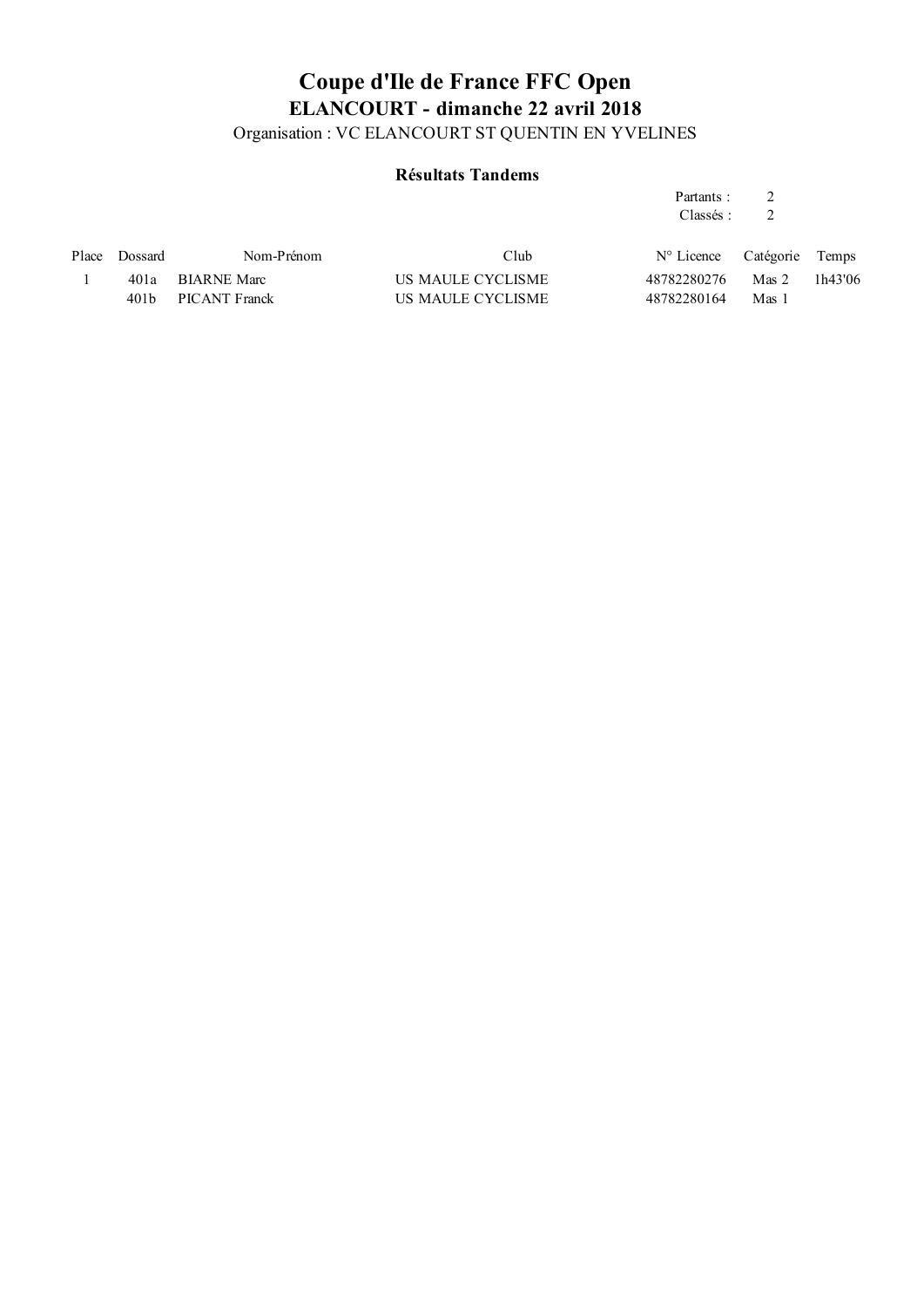# Coupe d'Ile de France FFC Open

## ELANCOURT - dimanche 22 avril 2018

Organisation : VC ELANCOURT ST QUENTIN EN YVELINES

### Résultats Tandems

Partants : 2
Classés : 2

| Place | Dossard | Nom-Prénom | Club | N° Licence | Catégorie | Temps |
|---|---|---|---|---|---|---|
| 1 | 401a | BIARNE Marc | US MAULE CYCLISME | 48782280276 | Mas 2 | 1h43'06 |
| | 401b | PICANT Franck | US MAULE CYCLISME | 48782280164 | Mas 1 | |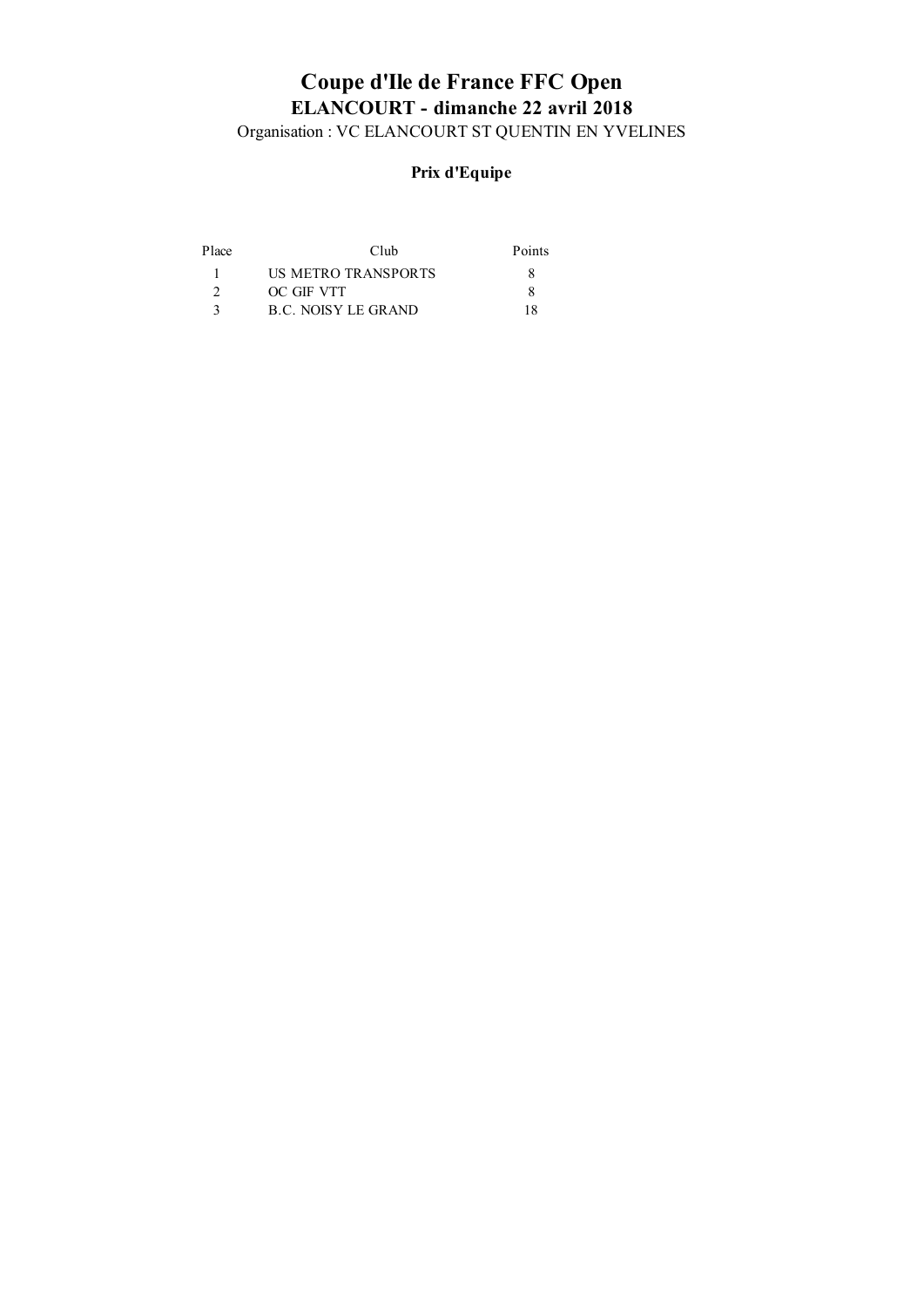# Coupe d'Ile de France FFC Open

## ELANCOURT - dimanche 22 avril 2018

Organisation : VC ELANCOURT ST QUENTIN EN YVELINES

### Prix d'Equipe

| Place | Club | Points |
|---|---|---|
| 1 | US METRO TRANSPORTS | 8 |
| 2 | OC GIF VTT | 8 |
| 3 | B.C. NOISY LE GRAND | 18 |